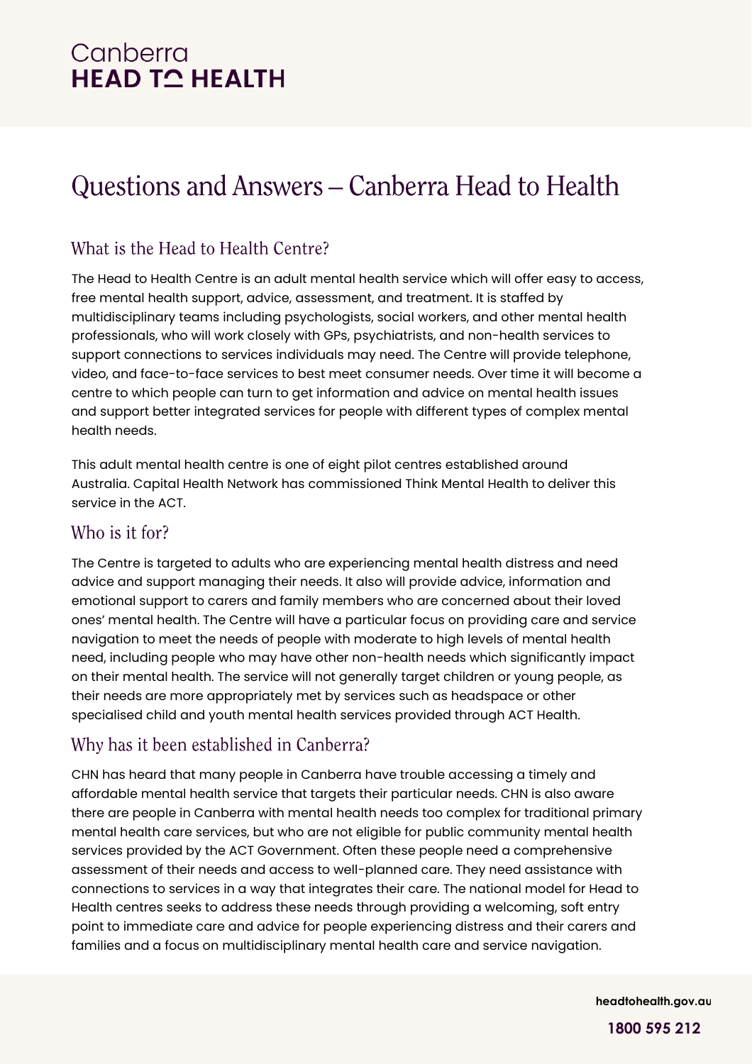Canberra
**HEAD TO HEALTH**

# Questions and Answers – Canberra Head to Health

## What is the Head to Health Centre?

The Head to Health Centre is an adult mental health service which will offer easy to access, free mental health support, advice, assessment, and treatment. It is staffed by multidisciplinary teams including psychologists, social workers, and other mental health professionals, who will work closely with GPs, psychiatrists, and non-health services to support connections to services individuals may need. The Centre will provide telephone, video, and face-to-face services to best meet consumer needs. Over time it will become a centre to which people can turn to get information and advice on mental health issues and support better integrated services for people with different types of complex mental health needs.

This adult mental health centre is one of eight pilot centres established around Australia. Capital Health Network has commissioned Think Mental Health to deliver this service in the ACT.

## Who is it for?

The Centre is targeted to adults who are experiencing mental health distress and need advice and support managing their needs. It also will provide advice, information and emotional support to carers and family members who are concerned about their loved ones' mental health. The Centre will have a particular focus on providing care and service navigation to meet the needs of people with moderate to high levels of mental health need, including people who may have other non-health needs which significantly impact on their mental health. The service will not generally target children or young people, as their needs are more appropriately met by services such as headspace or other specialised child and youth mental health services provided through ACT Health.

## Why has it been established in Canberra?

CHN has heard that many people in Canberra have trouble accessing a timely and affordable mental health service that targets their particular needs. CHN is also aware there are people in Canberra with mental health needs too complex for traditional primary mental health care services, but who are not eligible for public community mental health services provided by the ACT Government. Often these people need a comprehensive assessment of their needs and access to well-planned care. They need assistance with connections to services in a way that integrates their care. The national model for Head to Health centres seeks to address these needs through providing a welcoming, soft entry point to immediate care and advice for people experiencing distress and their carers and families and a focus on multidisciplinary mental health care and service navigation.

headtohealth.gov.au

1800 595 212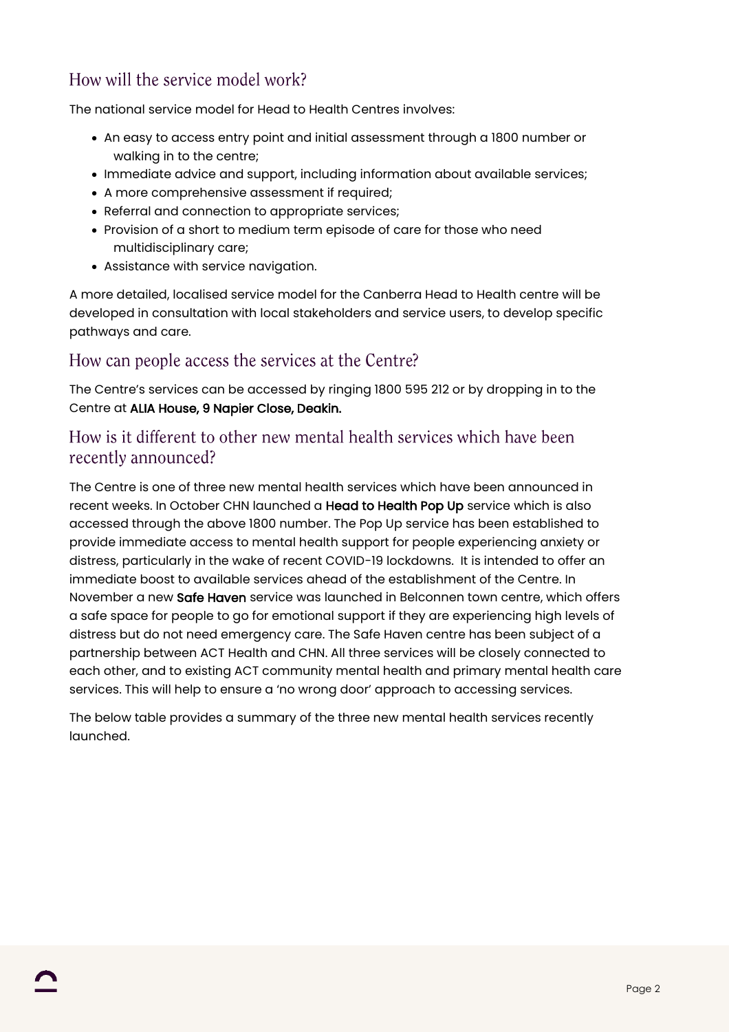## How will the service model work?

The national service model for Head to Health Centres involves:

- An easy to access entry point and initial assessment through a 1800 number or walking in to the centre;
- Immediate advice and support, including information about available services;
- A more comprehensive assessment if required;
- Referral and connection to appropriate services;
- Provision of a short to medium term episode of care for those who need multidisciplinary care;
- Assistance with service navigation.

A more detailed, localised service model for the Canberra Head to Health centre will be developed in consultation with local stakeholders and service users, to develop specific pathways and care.

## How can people access the services at the Centre?

The Centre's services can be accessed by ringing 1800 595 212 or by dropping in to the Centre at **ALIA House, 9 Napier Close, Deakin.**

## How is it different to other new mental health services which have been recently announced?

The Centre is one of three new mental health services which have been announced in recent weeks. In October CHN launched a **Head to Health Pop Up** service which is also accessed through the above 1800 number. The Pop Up service has been established to provide immediate access to mental health support for people experiencing anxiety or distress, particularly in the wake of recent COVID-19 lockdowns. It is intended to offer an immediate boost to available services ahead of the establishment of the Centre. In November a new **Safe Haven** service was launched in Belconnen town centre, which offers a safe space for people to go for emotional support if they are experiencing high levels of distress but do not need emergency care. The Safe Haven centre has been subject of a partnership between ACT Health and CHN. All three services will be closely connected to each other, and to existing ACT community mental health and primary mental health care services. This will help to ensure a 'no wrong door' approach to accessing services.

The below table provides a summary of the three new mental health services recently launched.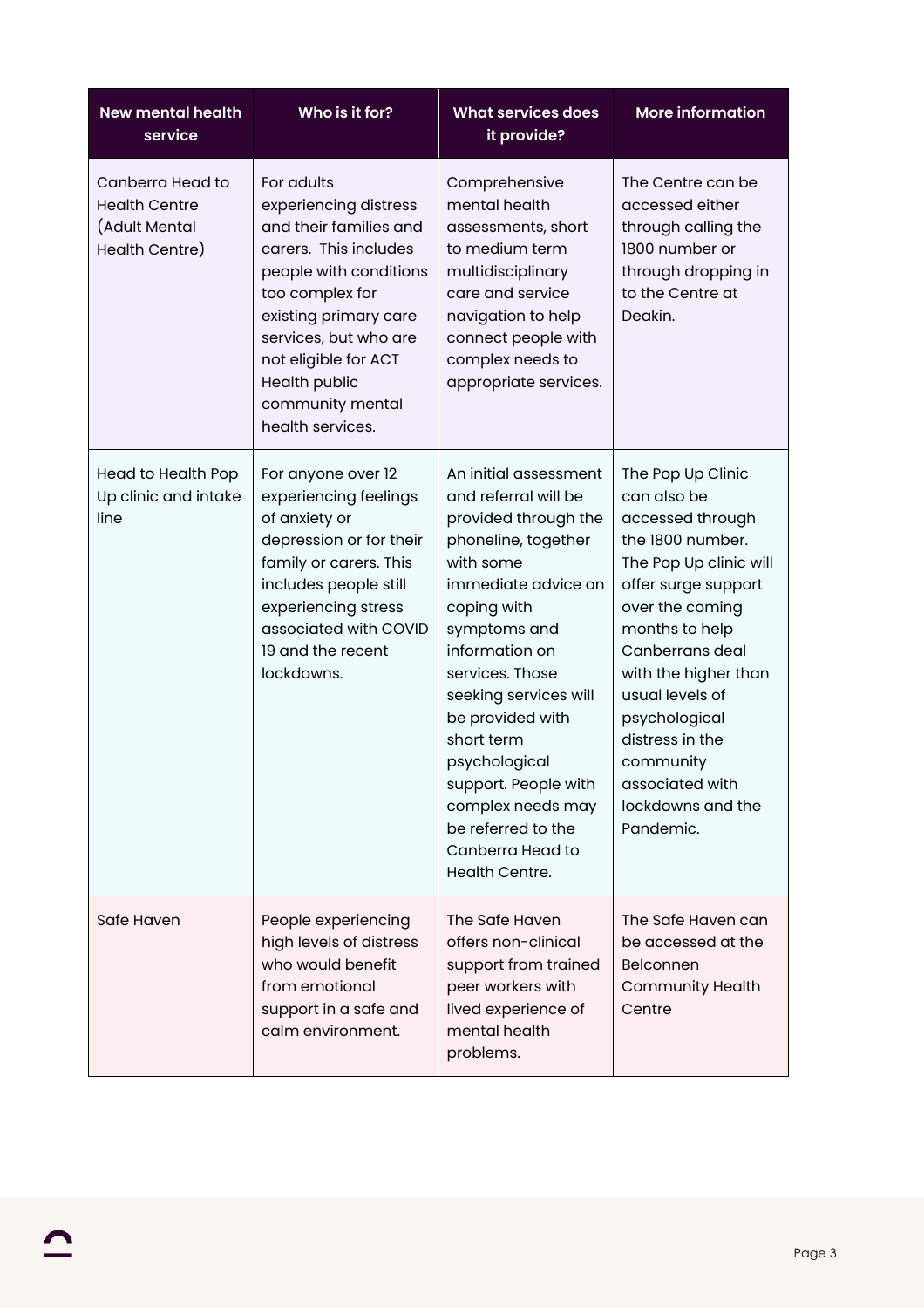| New mental health service | Who is it for? | What services does it provide? | More information |
|---|---|---|---|
| Canberra Head to Health Centre (Adult Mental Health Centre) | For adults experiencing distress and their families and carers. This includes people with conditions too complex for existing primary care services, but who are not eligible for ACT Health public community mental health services. | Comprehensive mental health assessments, short to medium term multidisciplinary care and service navigation to help connect people with complex needs to appropriate services. | The Centre can be accessed either through calling the 1800 number or through dropping in to the Centre at Deakin. |
| Head to Health Pop Up clinic and intake line | For anyone over 12 experiencing feelings of anxiety or depression or for their family or carers. This includes people still experiencing stress associated with COVID 19 and the recent lockdowns. | An initial assessment and referral will be provided through the phoneline, together with some immediate advice on coping with symptoms and information on services. Those seeking services will be provided with short term psychological support. People with complex needs may be referred to the Canberra Head to Health Centre. | The Pop Up Clinic can also be accessed through the 1800 number. The Pop Up clinic will offer surge support over the coming months to help Canberrans deal with the higher than usual levels of psychological distress in the community associated with lockdowns and the Pandemic. |
| Safe Haven | People experiencing high levels of distress who would benefit from emotional support in a safe and calm environment. | The Safe Haven offers non-clinical support from trained peer workers with lived experience of mental health problems. | The Safe Haven can be accessed at the Belconnen Community Health Centre |